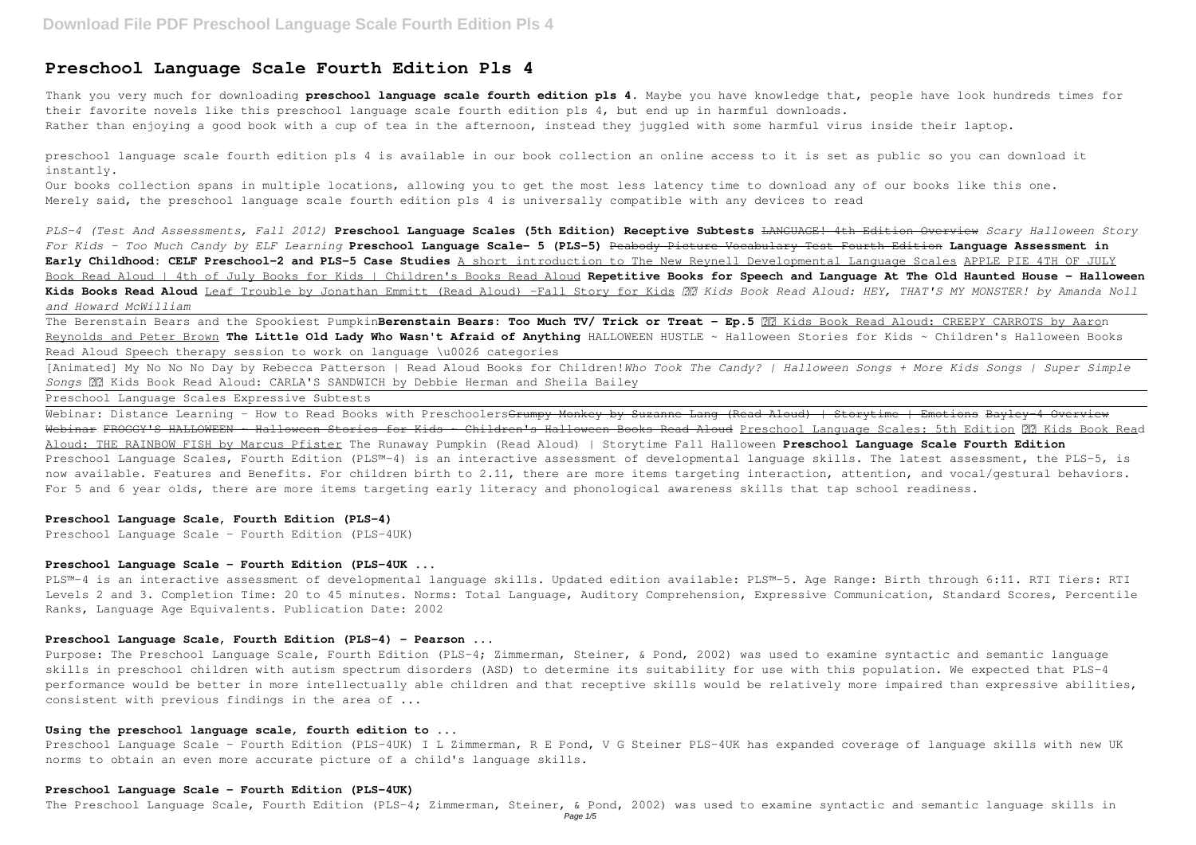# Preschool Language Scale Fourth Edition Pls 4

Thank you very much for downloading **preschool language scale fourth edition pls 4**. Maybe you have knowledge that, people have look hundreds times for their favorite novels like this preschool language scale fourth edition pls 4, but end up in harmful downloads.
Rather than enjoying a good book with a cup of tea in the afternoon, instead they juggled with some harmful virus inside their laptop.

preschool language scale fourth edition pls 4 is available in our book collection an online access to it is set as public so you can download it instantly.
Our books collection spans in multiple locations, allowing you to get the most less latency time to download any of our books like this one.
Merely said, the preschool language scale fourth edition pls 4 is universally compatible with any devices to read

*PLS-4 (Test And Assessments, Fall 2012)* **Preschool Language Scales (5th Edition) Receptive Subtests** ~~LANGUAGE! 4th Edition Overview~~ *Scary Halloween Story For Kids - Too Much Candy by ELF Learning* **Preschool Language Scale- 5 (PLS-5)** ~~Peabody Picture Vocabulary Test Fourth Edition~~ **Language Assessment in Early Childhood: CELF Preschool-2 and PLS-5 Case Studies** A short introduction to The New Reynell Developmental Language Scales APPLE PIE 4TH OF JULY Book Read Aloud | 4th of July Books for Kids | Children's Books Read Aloud **Repetitive Books for Speech and Language At The Old Haunted House - Halloween Kids Books Read Aloud** Leaf Trouble by Jonathan Emmitt (Read Aloud) -Fall Story for Kids *Kids Book Read Aloud: HEY, THAT'S MY MONSTER! by Amanda Noll and Howard McWilliam*

The Berenstain Bears and the Spookiest Pumpkin**Berenstain Bears: Too Much TV/ Trick or Treat - Ep.5** Kids Book Read Aloud: CREEPY CARROTS by Aaron Reynolds and Peter Brown **The Little Old Lady Who Wasn't Afraid of Anything** HALLOWEEN HUSTLE ~ Halloween Stories for Kids ~ Children's Halloween Books Read Aloud Speech therapy session to work on language \u0026 categories

[Animated] My No No No Day by Rebecca Patterson | Read Aloud Books for Children!*Who Took The Candy? | Halloween Songs + More Kids Songs | Super Simple Songs* Kids Book Read Aloud: CARLA'S SANDWICH by Debbie Herman and Sheila Bailey

Preschool Language Scales Expressive Subtests

Webinar: Distance Learning - How to Read Books with Preschoolers~~Grumpy Monkey by Suzanne Lang (Read Aloud) | Storytime | Emotions Bayley-4 Overview Webinar FROGGY'S HALLOWEEN ~ Halloween Stories for Kids ~ Children's Halloween Books Read Aloud~~ Preschool Language Scales: 5th Edition Kids Book Read Aloud: THE RAINBOW FISH by Marcus Pfister The Runaway Pumpkin (Read Aloud) | Storytime Fall Halloween **Preschool Language Scale Fourth Edition**
Preschool Language Scales, Fourth Edition (PLS™-4) is an interactive assessment of developmental language skills. The latest assessment, the PLS-5, is now available. Features and Benefits. For children birth to 2.11, there are more items targeting interaction, attention, and vocal/gestural behaviors. For 5 and 6 year olds, there are more items targeting early literacy and phonological awareness skills that tap school readiness.

### Preschool Language Scale, Fourth Edition (PLS-4)

Preschool Language Scale - Fourth Edition (PLS-4UK)

### Preschool Language Scale - Fourth Edition (PLS-4UK ...

PLS™-4 is an interactive assessment of developmental language skills. Updated edition available: PLS™-5. Age Range: Birth through 6:11. RTI Tiers: RTI Levels 2 and 3. Completion Time: 20 to 45 minutes. Norms: Total Language, Auditory Comprehension, Expressive Communication, Standard Scores, Percentile Ranks, Language Age Equivalents. Publication Date: 2002

### Preschool Language Scale, Fourth Edition (PLS-4) - Pearson ...

Purpose: The Preschool Language Scale, Fourth Edition (PLS-4; Zimmerman, Steiner, & Pond, 2002) was used to examine syntactic and semantic language skills in preschool children with autism spectrum disorders (ASD) to determine its suitability for use with this population. We expected that PLS-4 performance would be better in more intellectually able children and that receptive skills would be relatively more impaired than expressive abilities, consistent with previous findings in the area of ...

### Using the preschool language scale, fourth edition to ...

Preschool Language Scale - Fourth Edition (PLS-4UK) I L Zimmerman, R E Pond, V G Steiner PLS-4UK has expanded coverage of language skills with new UK norms to obtain an even more accurate picture of a child's language skills.

### Preschool Language Scale - Fourth Edition (PLS-4UK)

The Preschool Language Scale, Fourth Edition (PLS-4; Zimmerman, Steiner, & Pond, 2002) was used to examine syntactic and semantic language skills in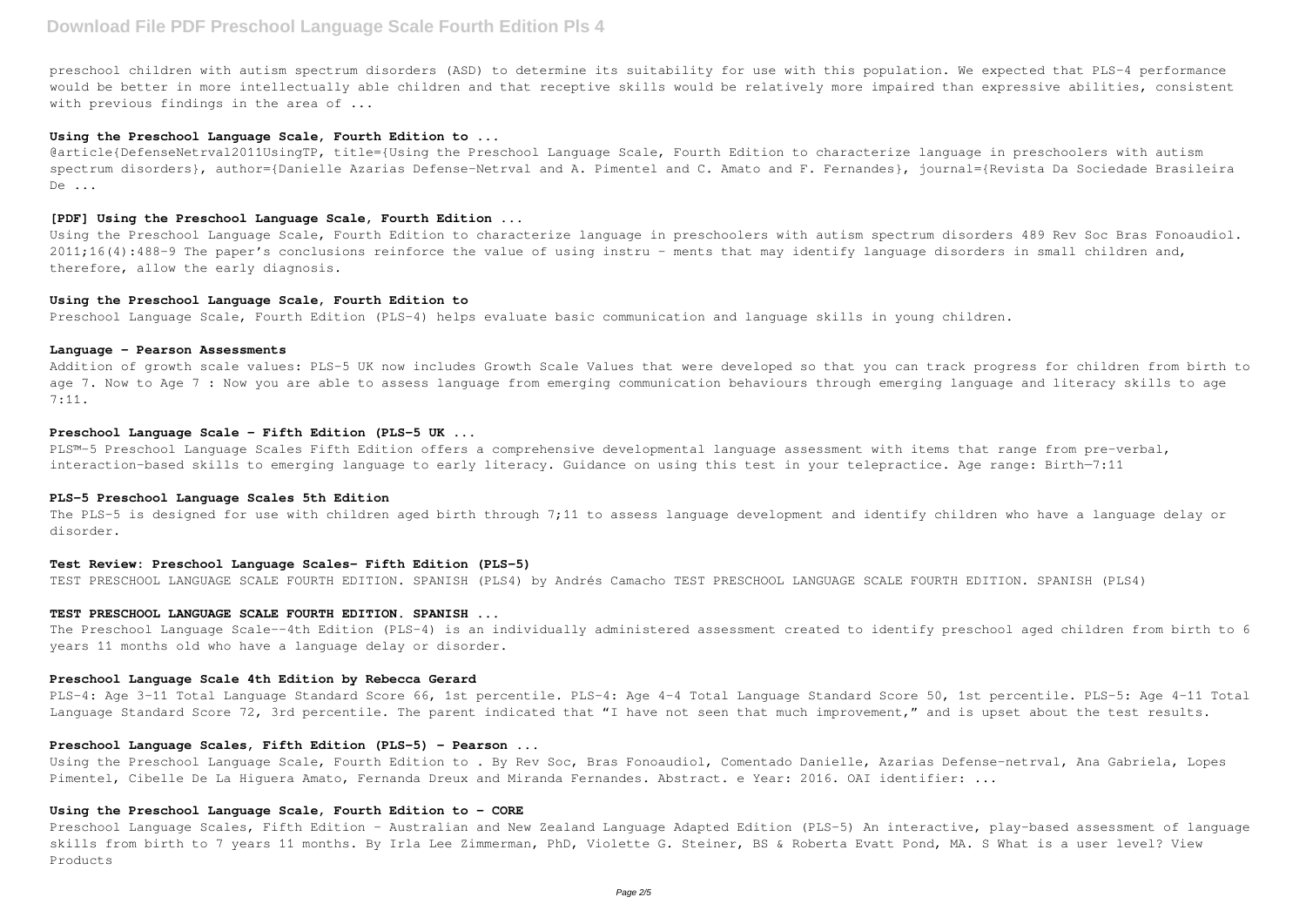preschool children with autism spectrum disorders (ASD) to determine its suitability for use with this population. We expected that PLS-4 performance would be better in more intellectually able children and that receptive skills would be relatively more impaired than expressive abilities, consistent with previous findings in the area of ...

### Using the Preschool Language Scale, Fourth Edition to ...

@article{DefenseNetrval2011UsingTP, title={Using the Preschool Language Scale, Fourth Edition to characterize language in preschoolers with autism spectrum disorders}, author={Danielle Azarias Defense-Netrval and A. Pimentel and C. Amato and F. Fernandes}, journal={Revista Da Sociedade Brasileira De ...

### [PDF] Using the Preschool Language Scale, Fourth Edition ...

Using the Preschool Language Scale, Fourth Edition to characterize language in preschoolers with autism spectrum disorders 489 Rev Soc Bras Fonoaudiol. 2011;16(4):488-9 The paper's conclusions reinforce the value of using instru - ments that may identify language disorders in small children and, therefore, allow the early diagnosis.

### Using the Preschool Language Scale, Fourth Edition to

Preschool Language Scale, Fourth Edition (PLS-4) helps evaluate basic communication and language skills in young children.

### Language - Pearson Assessments

Addition of growth scale values: PLS-5 UK now includes Growth Scale Values that were developed so that you can track progress for children from birth to age 7. Now to Age 7 : Now you are able to assess language from emerging communication behaviours through emerging language and literacy skills to age 7:11.

### Preschool Language Scale - Fifth Edition (PLS-5 UK ...

PLS™-5 Preschool Language Scales Fifth Edition offers a comprehensive developmental language assessment with items that range from pre-verbal, interaction-based skills to emerging language to early literacy. Guidance on using this test in your telepractice. Age range: Birth—7:11

### PLS-5 Preschool Language Scales 5th Edition

The PLS-5 is designed for use with children aged birth through 7;11 to assess language development and identify children who have a language delay or disorder.

### Test Review: Preschool Language Scales- Fifth Edition (PLS-5)

TEST PRESCHOOL LANGUAGE SCALE FOURTH EDITION. SPANISH (PLS4) by Andrés Camacho TEST PRESCHOOL LANGUAGE SCALE FOURTH EDITION. SPANISH (PLS4)

### TEST PRESCHOOL LANGUAGE SCALE FOURTH EDITION. SPANISH ...

The Preschool Language Scale--4th Edition (PLS-4) is an individually administered assessment created to identify preschool aged children from birth to 6 years 11 months old who have a language delay or disorder.

### Preschool Language Scale 4th Edition by Rebecca Gerard

PLS-4: Age 3-11 Total Language Standard Score 66, 1st percentile. PLS-4: Age 4-4 Total Language Standard Score 50, 1st percentile. PLS-5: Age 4-11 Total Language Standard Score 72, 3rd percentile. The parent indicated that "I have not seen that much improvement," and is upset about the test results.

### Preschool Language Scales, Fifth Edition (PLS-5) - Pearson ...

Using the Preschool Language Scale, Fourth Edition to . By Rev Soc, Bras Fonoaudiol, Comentado Danielle, Azarias Defense-netrval, Ana Gabriela, Lopes Pimentel, Cibelle De La Higuera Amato, Fernanda Dreux and Miranda Fernandes. Abstract. e Year: 2016. OAI identifier: ...

### Using the Preschool Language Scale, Fourth Edition to - CORE

Preschool Language Scales, Fifth Edition - Australian and New Zealand Language Adapted Edition (PLS-5) An interactive, play-based assessment of language skills from birth to 7 years 11 months. By Irla Lee Zimmerman, PhD, Violette G. Steiner, BS & Roberta Evatt Pond, MA. S What is a user level? View Products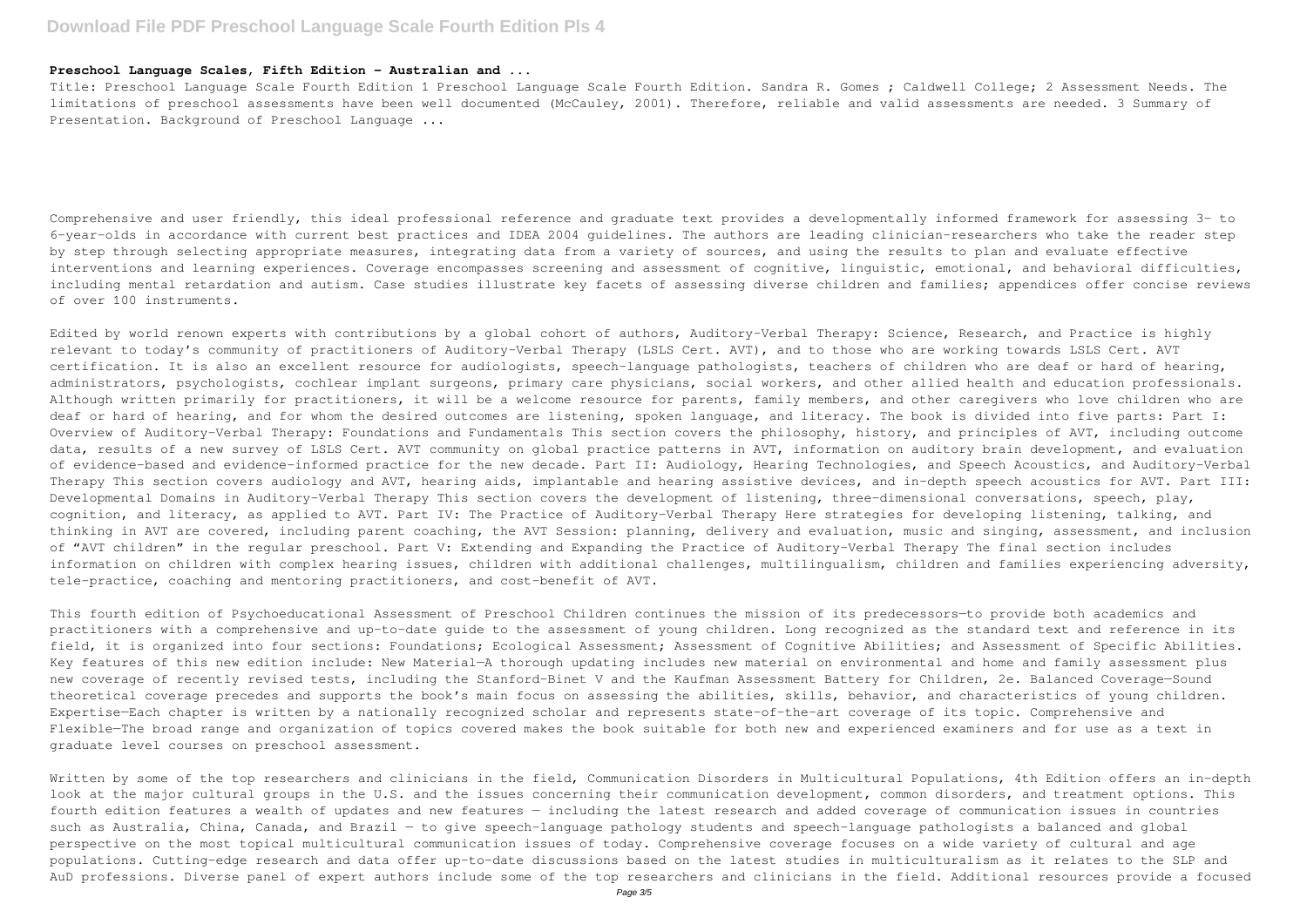### Preschool Language Scales, Fifth Edition - Australian and ...

Title: Preschool Language Scale Fourth Edition 1 Preschool Language Scale Fourth Edition. Sandra R. Gomes ; Caldwell College; 2 Assessment Needs. The limitations of preschool assessments have been well documented (McCauley, 2001). Therefore, reliable and valid assessments are needed. 3 Summary of Presentation. Background of Preschool Language ...

Comprehensive and user friendly, this ideal professional reference and graduate text provides a developmentally informed framework for assessing 3- to 6-year-olds in accordance with current best practices and IDEA 2004 guidelines. The authors are leading clinician-researchers who take the reader step by step through selecting appropriate measures, integrating data from a variety of sources, and using the results to plan and evaluate effective interventions and learning experiences. Coverage encompasses screening and assessment of cognitive, linguistic, emotional, and behavioral difficulties, including mental retardation and autism. Case studies illustrate key facets of assessing diverse children and families; appendices offer concise reviews of over 100 instruments.

Edited by world renown experts with contributions by a global cohort of authors, Auditory-Verbal Therapy: Science, Research, and Practice is highly relevant to today's community of practitioners of Auditory-Verbal Therapy (LSLS Cert. AVT), and to those who are working towards LSLS Cert. AVT certification. It is also an excellent resource for audiologists, speech-language pathologists, teachers of children who are deaf or hard of hearing, administrators, psychologists, cochlear implant surgeons, primary care physicians, social workers, and other allied health and education professionals. Although written primarily for practitioners, it will be a welcome resource for parents, family members, and other caregivers who love children who are deaf or hard of hearing, and for whom the desired outcomes are listening, spoken language, and literacy. The book is divided into five parts: Part I: Overview of Auditory-Verbal Therapy: Foundations and Fundamentals This section covers the philosophy, history, and principles of AVT, including outcome data, results of a new survey of LSLS Cert. AVT community on global practice patterns in AVT, information on auditory brain development, and evaluation of evidence-based and evidence-informed practice for the new decade. Part II: Audiology, Hearing Technologies, and Speech Acoustics, and Auditory-Verbal Therapy This section covers audiology and AVT, hearing aids, implantable and hearing assistive devices, and in-depth speech acoustics for AVT. Part III: Developmental Domains in Auditory-Verbal Therapy This section covers the development of listening, three-dimensional conversations, speech, play, cognition, and literacy, as applied to AVT. Part IV: The Practice of Auditory-Verbal Therapy Here strategies for developing listening, talking, and thinking in AVT are covered, including parent coaching, the AVT Session: planning, delivery and evaluation, music and singing, assessment, and inclusion of "AVT children" in the regular preschool. Part V: Extending and Expanding the Practice of Auditory-Verbal Therapy The final section includes information on children with complex hearing issues, children with additional challenges, multilingualism, children and families experiencing adversity, tele-practice, coaching and mentoring practitioners, and cost-benefit of AVT.

This fourth edition of Psychoeducational Assessment of Preschool Children continues the mission of its predecessors—to provide both academics and practitioners with a comprehensive and up-to-date guide to the assessment of young children. Long recognized as the standard text and reference in its field, it is organized into four sections: Foundations; Ecological Assessment; Assessment of Cognitive Abilities; and Assessment of Specific Abilities. Key features of this new edition include: New Material—A thorough updating includes new material on environmental and home and family assessment plus new coverage of recently revised tests, including the Stanford-Binet V and the Kaufman Assessment Battery for Children, 2e. Balanced Coverage—Sound theoretical coverage precedes and supports the book's main focus on assessing the abilities, skills, behavior, and characteristics of young children. Expertise—Each chapter is written by a nationally recognized scholar and represents state-of-the-art coverage of its topic. Comprehensive and Flexible—The broad range and organization of topics covered makes the book suitable for both new and experienced examiners and for use as a text in graduate level courses on preschool assessment.

Written by some of the top researchers and clinicians in the field, Communication Disorders in Multicultural Populations, 4th Edition offers an in-depth look at the major cultural groups in the U.S. and the issues concerning their communication development, common disorders, and treatment options. This fourth edition features a wealth of updates and new features — including the latest research and added coverage of communication issues in countries such as Australia, China, Canada, and Brazil — to give speech-language pathology students and speech-language pathologists a balanced and global perspective on the most topical multicultural communication issues of today. Comprehensive coverage focuses on a wide variety of cultural and age populations. Cutting-edge research and data offer up-to-date discussions based on the latest studies in multiculturalism as it relates to the SLP and AuD professions. Diverse panel of expert authors include some of the top researchers and clinicians in the field. Additional resources provide a focused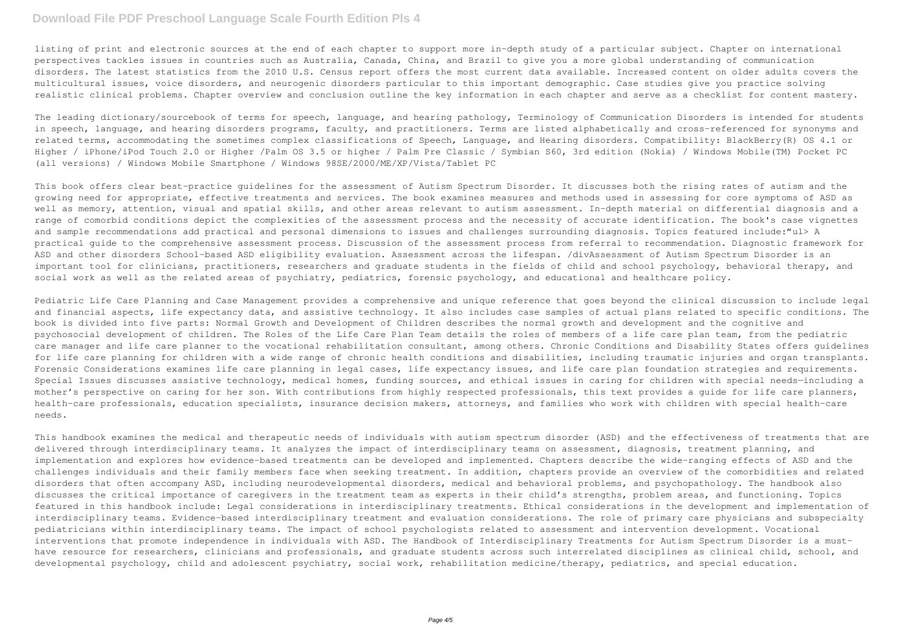listing of print and electronic sources at the end of each chapter to support more in-depth study of a particular subject. Chapter on international perspectives tackles issues in countries such as Australia, Canada, China, and Brazil to give you a more global understanding of communication disorders. The latest statistics from the 2010 U.S. Census report offers the most current data available. Increased content on older adults covers the multicultural issues, voice disorders, and neurogenic disorders particular to this important demographic. Case studies give you practice solving realistic clinical problems. Chapter overview and conclusion outline the key information in each chapter and serve as a checklist for content mastery.

The leading dictionary/sourcebook of terms for speech, language, and hearing pathology, Terminology of Communication Disorders is intended for students in speech, language, and hearing disorders programs, faculty, and practitioners. Terms are listed alphabetically and cross-referenced for synonyms and related terms, accommodating the sometimes complex classifications of Speech, Language, and Hearing disorders. Compatibility: BlackBerry(R) OS 4.1 or Higher / iPhone/iPod Touch 2.0 or Higher /Palm OS 3.5 or higher / Palm Pre Classic / Symbian S60, 3rd edition (Nokia) / Windows Mobile(TM) Pocket PC (all versions) / Windows Mobile Smartphone / Windows 98SE/2000/ME/XP/Vista/Tablet PC

This book offers clear best-practice guidelines for the assessment of Autism Spectrum Disorder. It discusses both the rising rates of autism and the growing need for appropriate, effective treatments and services. The book examines measures and methods used in assessing for core symptoms of ASD as well as memory, attention, visual and spatial skills, and other areas relevant to autism assessment. In-depth material on differential diagnosis and a range of comorbid conditions depict the complexities of the assessment process and the necessity of accurate identification. The book's case vignettes and sample recommendations add practical and personal dimensions to issues and challenges surrounding diagnosis. Topics featured include:"ul> A practical guide to the comprehensive assessment process. Discussion of the assessment process from referral to recommendation. Diagnostic framework for ASD and other disorders School-based ASD eligibility evaluation. Assessment across the lifespan. /divAssessment of Autism Spectrum Disorder is an important tool for clinicians, practitioners, researchers and graduate students in the fields of child and school psychology, behavioral therapy, and social work as well as the related areas of psychiatry, pediatrics, forensic psychology, and educational and healthcare policy.

Pediatric Life Care Planning and Case Management provides a comprehensive and unique reference that goes beyond the clinical discussion to include legal and financial aspects, life expectancy data, and assistive technology. It also includes case samples of actual plans related to specific conditions. The book is divided into five parts: Normal Growth and Development of Children describes the normal growth and development and the cognitive and psychosocial development of children. The Roles of the Life Care Plan Team details the roles of members of a life care plan team, from the pediatric care manager and life care planner to the vocational rehabilitation consultant, among others. Chronic Conditions and Disability States offers guidelines for life care planning for children with a wide range of chronic health conditions and disabilities, including traumatic injuries and organ transplants. Forensic Considerations examines life care planning in legal cases, life expectancy issues, and life care plan foundation strategies and requirements. Special Issues discusses assistive technology, medical homes, funding sources, and ethical issues in caring for children with special needs—including a mother's perspective on caring for her son. With contributions from highly respected professionals, this text provides a guide for life care planners, health-care professionals, education specialists, insurance decision makers, attorneys, and families who work with children with special health-care needs.

This handbook examines the medical and therapeutic needs of individuals with autism spectrum disorder (ASD) and the effectiveness of treatments that are delivered through interdisciplinary teams. It analyzes the impact of interdisciplinary teams on assessment, diagnosis, treatment planning, and implementation and explores how evidence-based treatments can be developed and implemented. Chapters describe the wide-ranging effects of ASD and the challenges individuals and their family members face when seeking treatment. In addition, chapters provide an overview of the comorbidities and related disorders that often accompany ASD, including neurodevelopmental disorders, medical and behavioral problems, and psychopathology. The handbook also discusses the critical importance of caregivers in the treatment team as experts in their child's strengths, problem areas, and functioning. Topics featured in this handbook include: Legal considerations in interdisciplinary treatments. Ethical considerations in the development and implementation of interdisciplinary teams. Evidence-based interdisciplinary treatment and evaluation considerations. The role of primary care physicians and subspecialty pediatricians within interdisciplinary teams. The impact of school psychologists related to assessment and intervention development. Vocational interventions that promote independence in individuals with ASD. The Handbook of Interdisciplinary Treatments for Autism Spectrum Disorder is a must-have resource for researchers, clinicians and professionals, and graduate students across such interrelated disciplines as clinical child, school, and developmental psychology, child and adolescent psychiatry, social work, rehabilitation medicine/therapy, pediatrics, and special education.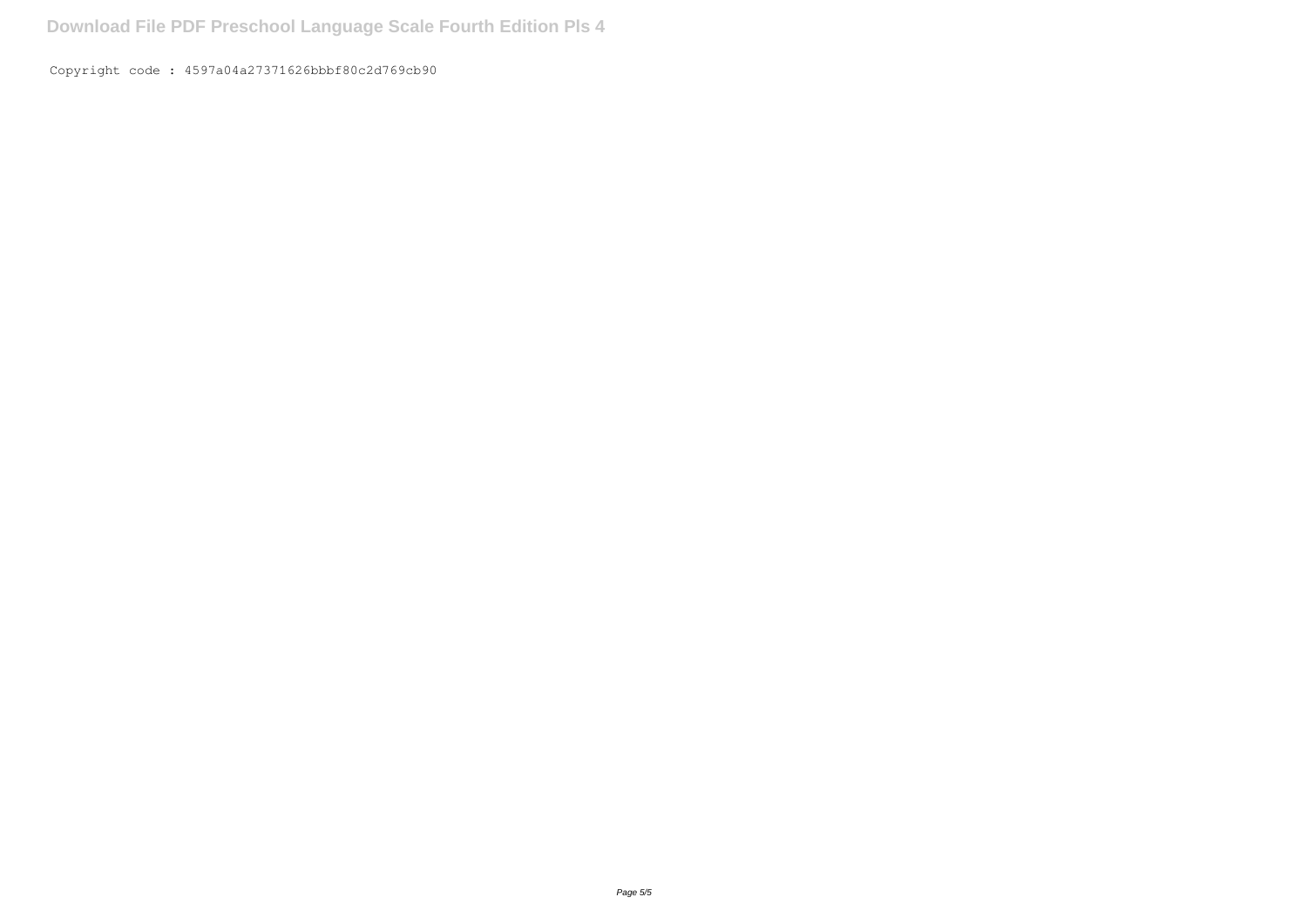Copyright code : 4597a04a27371626bbbf80c2d769cb90